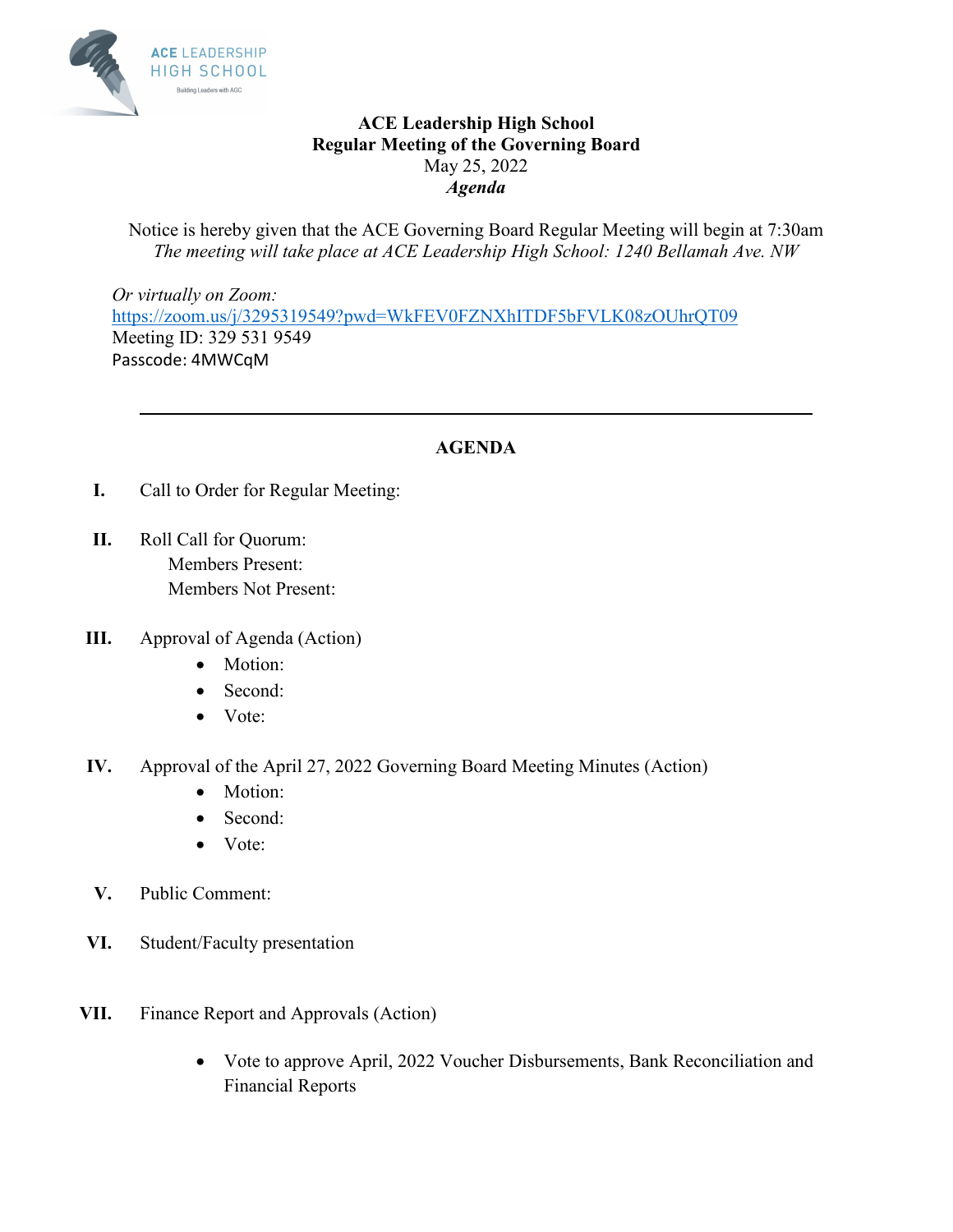ACE LEADERSHIP HIGH SCHOOL
Building Leaders with AGC

**ACE Leadership High School**
**Regular Meeting of the Governing Board**
May 25, 2022
***Agenda***

Notice is hereby given that the ACE Governing Board Regular Meeting will begin at 7:30am
*The meeting will take place at ACE Leadership High School: 1240 Bellamah Ave. NW*

*Or virtually on Zoom:*
https://zoom.us/j/3295319549?pwd=WkFEV0FZNXhITDF5bFVLK08zOUhrQT09
Meeting ID: 329 531 9549
Passcode: 4MWCqM

---

## AGENDA

**I.** Call to Order for Regular Meeting:

**II.** Roll Call for Quorum:
Members Present:
Members Not Present:

**III.** Approval of Agenda (Action)

- Motion:
- Second:
- Vote:

**IV.** Approval of the April 27, 2022 Governing Board Meeting Minutes (Action)

- Motion:
- Second:
- Vote:

**V.** Public Comment:

**VI.** Student/Faculty presentation

**VII.** Finance Report and Approvals (Action)

- Vote to approve April, 2022 Voucher Disbursements, Bank Reconciliation and Financial Reports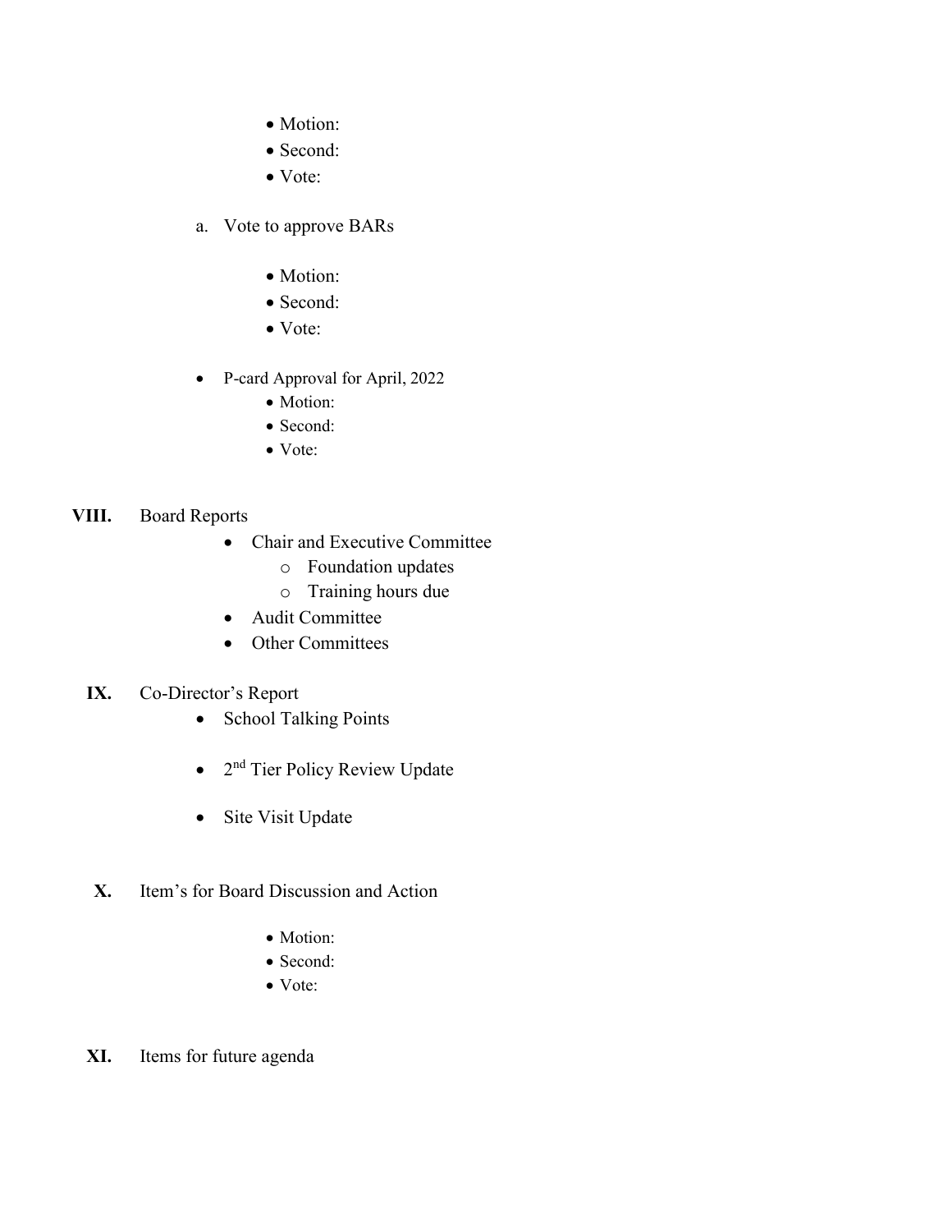- Motion:
- Second:
- Vote:

a. Vote to approve BARs

  - Motion:
  - Second:
  - Vote:

- P-card Approval for April, 2022
  - Motion:
  - Second:
  - Vote:

**VIII.** Board Reports

- Chair and Executive Committee
  - Foundation updates
  - Training hours due
- Audit Committee
- Other Committees

**IX.** Co-Director's Report

- School Talking Points
- 2nd Tier Policy Review Update
- Site Visit Update

**X.** Item's for Board Discussion and Action

- Motion:
- Second:
- Vote:

**XI.** Items for future agenda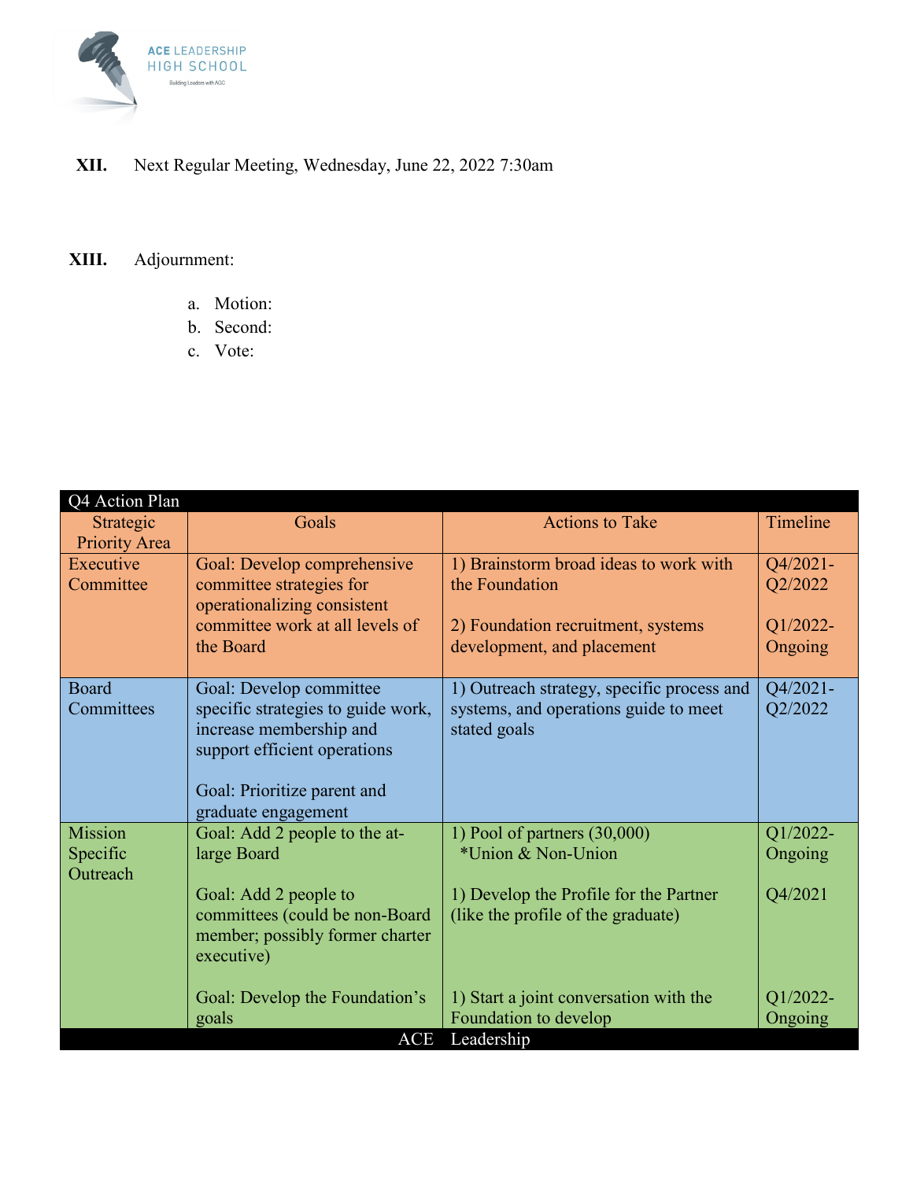**XII.** Next Regular Meeting, Wednesday, June 22, 2022 7:30am

**XIII.** Adjournment:

a. Motion:
b. Second:
c. Vote:

| Q4 Action Plan | | | |
|---|---|---|---|
| Strategic Priority Area | Goals | Actions to Take | Timeline |
| Executive Committee | Goal: Develop comprehensive committee strategies for operationalizing consistent committee work at all levels of the Board | 1) Brainstorm broad ideas to work with the Foundation<br><br>2) Foundation recruitment, systems development, and placement | Q4/2021-Q2/2022<br><br>Q1/2022-Ongoing |
| Board Committees | Goal: Develop committee specific strategies to guide work, increase membership and support efficient operations<br><br>Goal: Prioritize parent and graduate engagement | 1) Outreach strategy, specific process and systems, and operations guide to meet stated goals | Q4/2021-Q2/2022 |
| Mission Specific Outreach | Goal: Add 2 people to the at-large Board<br><br>Goal: Add 2 people to committees (could be non-Board member; possibly former charter executive)<br><br>Goal: Develop the Foundation's goals | 1) Pool of partners (30,000) *Union & Non-Union<br><br>1) Develop the Profile for the Partner (like the profile of the graduate)<br><br>1) Start a joint conversation with the Foundation to develop | Q1/2022-Ongoing<br><br>Q4/2021<br><br>Q1/2022-Ongoing |
| ACE Leadership | | | |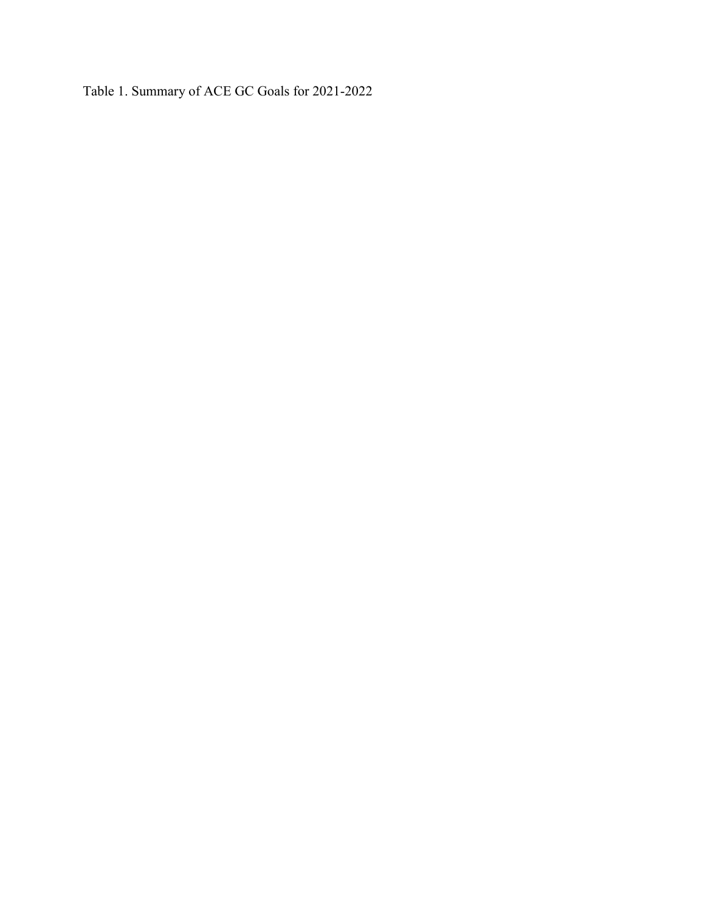Table 1. Summary of ACE GC Goals for 2021-2022